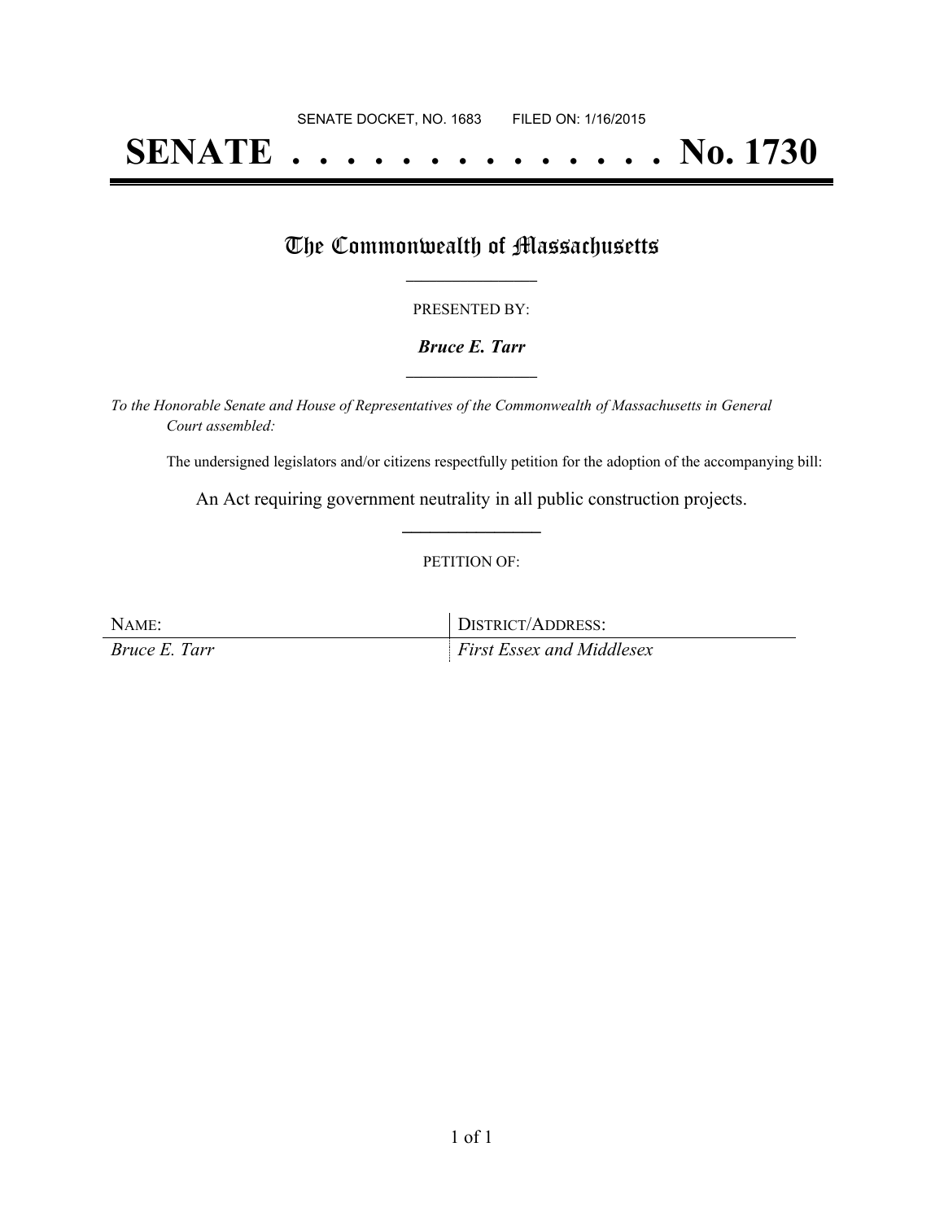SENATE DOCKET, NO. 1683 FILED ON: 1/16/2015

# SENATE . . . . . . . . . . . . . . No. 1730

## The Commonwealth of Massachusetts

PRESENTED BY:

***Bruce E. Tarr***

*To the Honorable Senate and House of Representatives of the Commonwealth of Massachusetts in General Court assembled:*

The undersigned legislators and/or citizens respectfully petition for the adoption of the accompanying bill:

An Act requiring government neutrality in all public construction projects.

PETITION OF:

| NAME: | DISTRICT/ADDRESS: |
| --- | --- |
| *Bruce E. Tarr* | *First Essex and Middlesex* |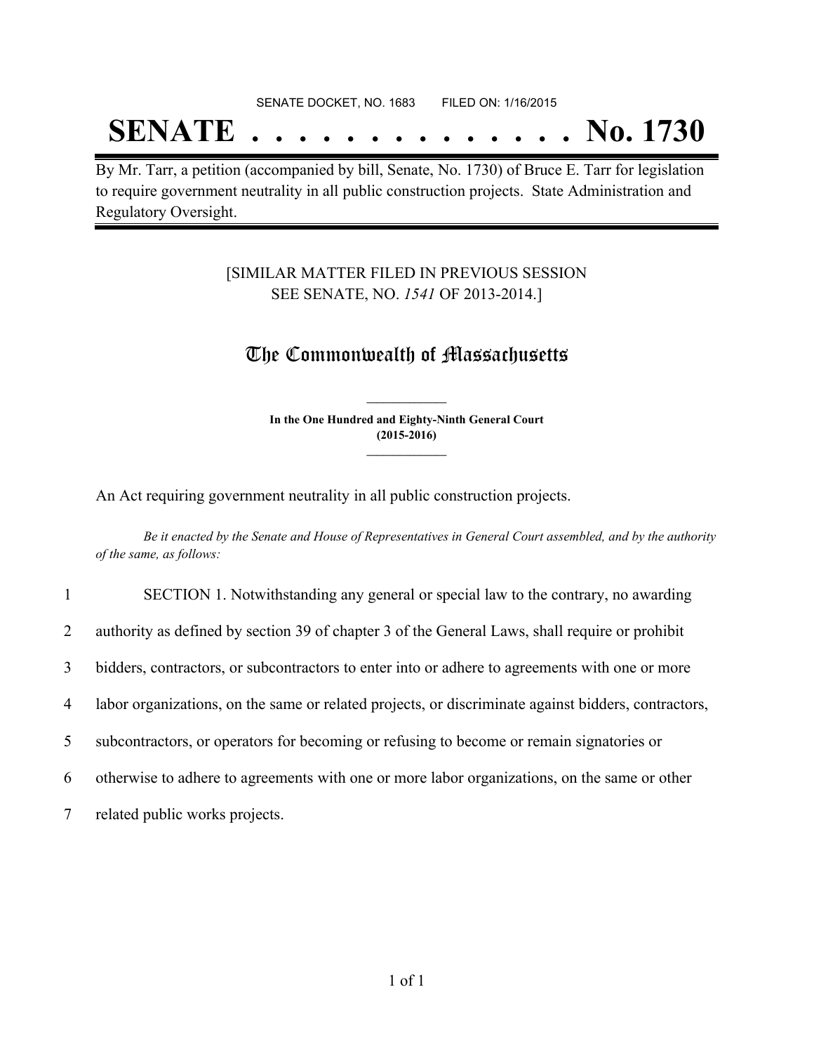SENATE DOCKET, NO. 1683        FILED ON: 1/16/2015

# SENATE . . . . . . . . . . . . . . No. 1730

By Mr. Tarr, a petition (accompanied by bill, Senate, No. 1730) of Bruce E. Tarr for legislation to require government neutrality in all public construction projects. State Administration and Regulatory Oversight.

[SIMILAR MATTER FILED IN PREVIOUS SESSION
SEE SENATE, NO. *1541* OF 2013-2014.]

## The Commonwealth of Massachusetts

**In the One Hundred and Eighty-Ninth General Court**
**(2015-2016)**

An Act requiring government neutrality in all public construction projects.

*Be it enacted by the Senate and House of Representatives in General Court assembled, and by the authority of the same, as follows:*

1 SECTION 1. Notwithstanding any general or special law to the contrary, no awarding
2 authority as defined by section 39 of chapter 3 of the General Laws, shall require or prohibit
3 bidders, contractors, or subcontractors to enter into or adhere to agreements with one or more
4 labor organizations, on the same or related projects, or discriminate against bidders, contractors,
5 subcontractors, or operators for becoming or refusing to become or remain signatories or
6 otherwise to adhere to agreements with one or more labor organizations, on the same or other
7 related public works projects.